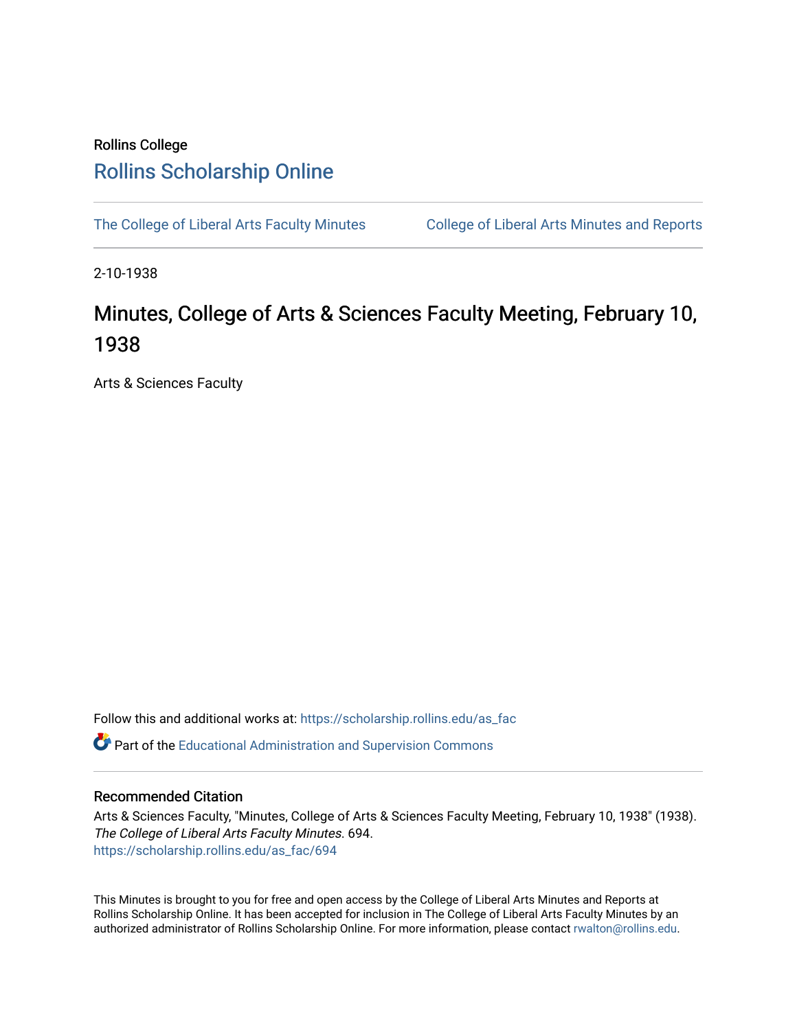Rollins College

## Rollins Scholarship Online

The College of Liberal Arts Faculty Minutes    College of Liberal Arts Minutes and Reports

2-10-1938

# Minutes, College of Arts & Sciences Faculty Meeting, February 10, 1938

Arts & Sciences Faculty

Follow this and additional works at: https://scholarship.rollins.edu/as_fac

Part of the Educational Administration and Supervision Commons

### Recommended Citation

Arts & Sciences Faculty, "Minutes, College of Arts & Sciences Faculty Meeting, February 10, 1938" (1938). *The College of Liberal Arts Faculty Minutes*. 694.
https://scholarship.rollins.edu/as_fac/694

This Minutes is brought to you for free and open access by the College of Liberal Arts Minutes and Reports at Rollins Scholarship Online. It has been accepted for inclusion in The College of Liberal Arts Faculty Minutes by an authorized administrator of Rollins Scholarship Online. For more information, please contact rwalton@rollins.edu.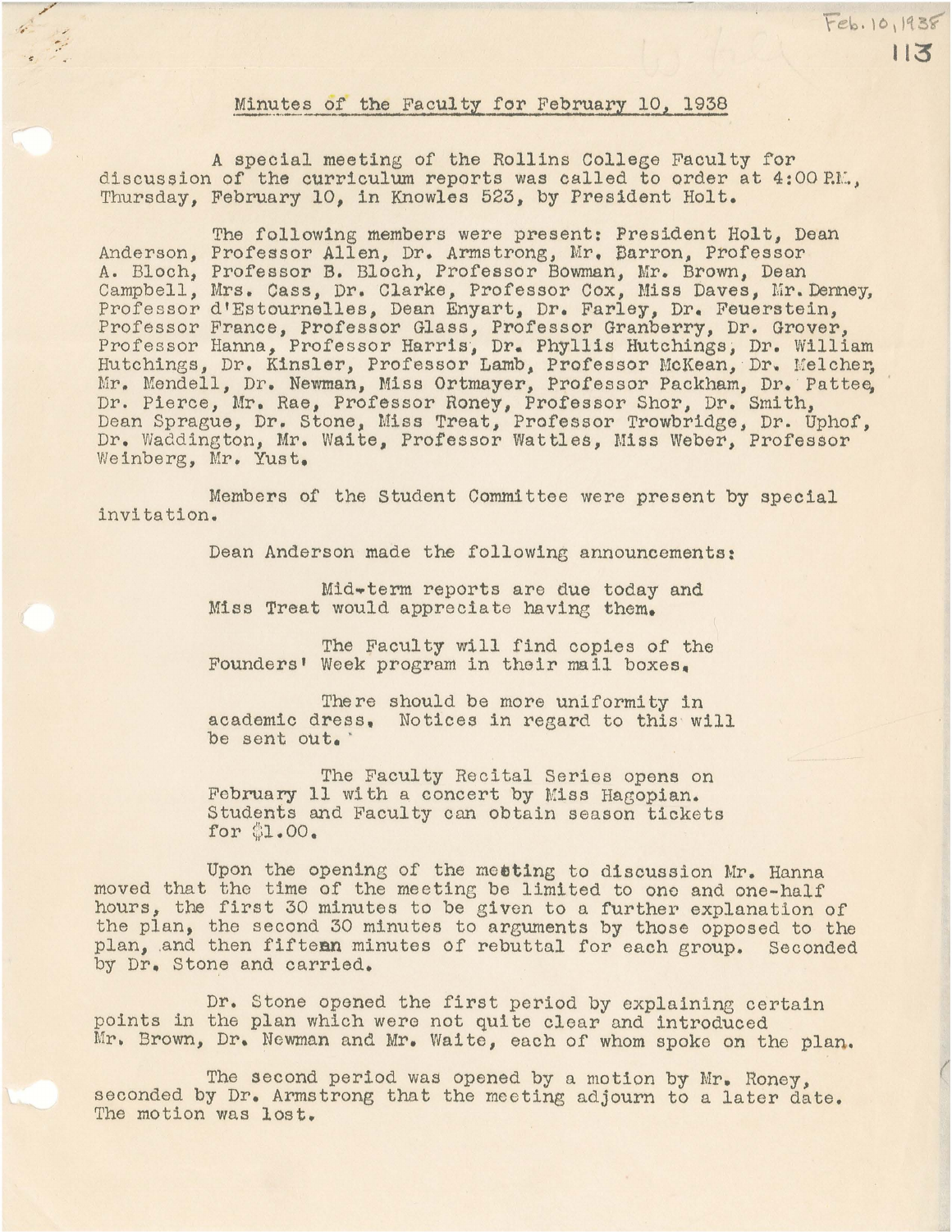## Minutes of the Faculty for February 10, 1938

A special meeting of the Rollins College Faculty for discussion of the curriculum reports was called to order at 4:00 P.M., Thursday, February 10, in Knowles 523, by President Holt.

The following members were present: President Holt, Dean Anderson, Professor Allen, Dr. Armstrong, Mr. Barron, Professor A. Bloch, Professor B. Bloch, Professor Bowman, Mr. Brown, Dean Campbell, Mrs. Cass, Dr. Clarke, Professor Cox, Miss Daves, Mr. Denney, Professor d'Estournelles, Dean Enyart, Dr. Farley, Dr. Feuerstein, Professor France, Professor Glass, Professor Granberry, Dr. Grover, Professor Hanna, Professor Harris, Dr. Phyllis Hutchings, Dr. William Hutchings, Dr. Kinsler, Professor Lamb, Professor McKean, Dr. Melcher, Mr. Mendell, Dr. Newman, Miss Ortmayer, Professor Packham, Dr. Pattee, Dr. Pierce, Mr. Rae, Professor Roney, Professor Shor, Dr. Smith, Dean Sprague, Dr. Stone, Miss Treat, Professor Trowbridge, Dr. Uphof, Dr. Waddington, Mr. Waite, Professor Wattles, Miss Weber, Professor Weinberg, Mr. Yust.

Members of the Student Committee were present by special invitation.

Dean Anderson made the following announcements:

> Mid-term reports are due today and Miss Treat would appreciate having them.
>
> The Faculty will find copies of the Founders' Week program in their mail boxes.
>
> There should be more uniformity in academic dress. Notices in regard to this will be sent out.
>
> The Faculty Recital Series opens on February 11 with a concert by Miss Hagopian. Students and Faculty can obtain season tickets for $1.00.

Upon the opening of the meeting to discussion Mr. Hanna moved that the time of the meeting be limited to one and one-half hours, the first 30 minutes to be given to a further explanation of the plan, the second 30 minutes to arguments by those opposed to the plan, and then fifteen minutes of rebuttal for each group. Seconded by Dr. Stone and carried.

Dr. Stone opened the first period by explaining certain points in the plan which were not quite clear and introduced Mr. Brown, Dr. Newman and Mr. Waite, each of whom spoke on the plan.

The second period was opened by a motion by Mr. Roney, seconded by Dr. Armstrong that the meeting adjourn to a later date. The motion was lost.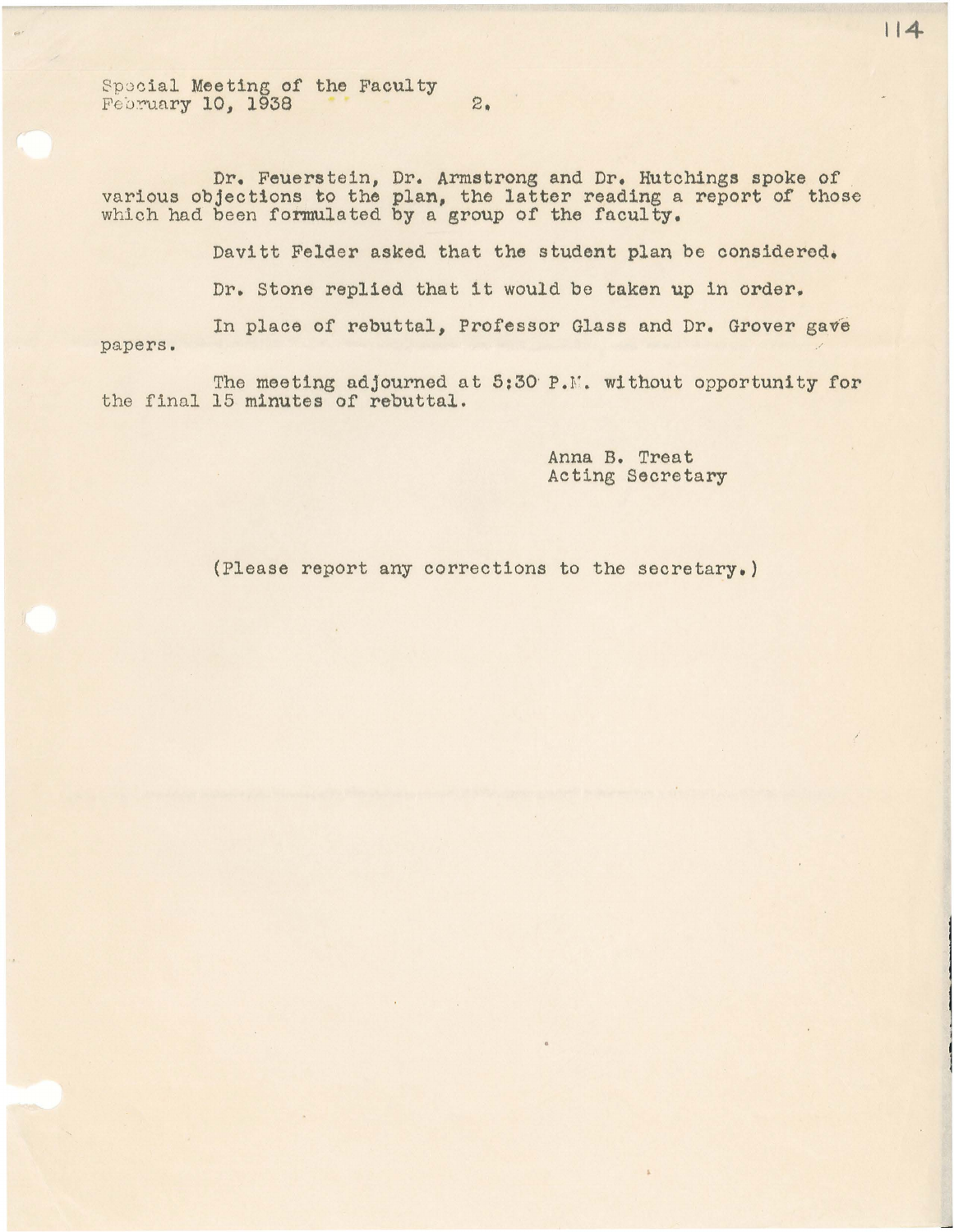Special Meeting of the Faculty
February 10, 1938

Dr. Feuerstein, Dr. Armstrong and Dr. Hutchings spoke of various objections to the plan, the latter reading a report of those which had been formulated by a group of the faculty.

Davitt Felder asked that the student plan be considered.

Dr. Stone replied that it would be taken up in order.

In place of rebuttal, Professor Glass and Dr. Grover gave papers.

The meeting adjourned at 5:30 P.M. without opportunity for the final 15 minutes of rebuttal.

Anna B. Treat
Acting Secretary

(Please report any corrections to the secretary.)